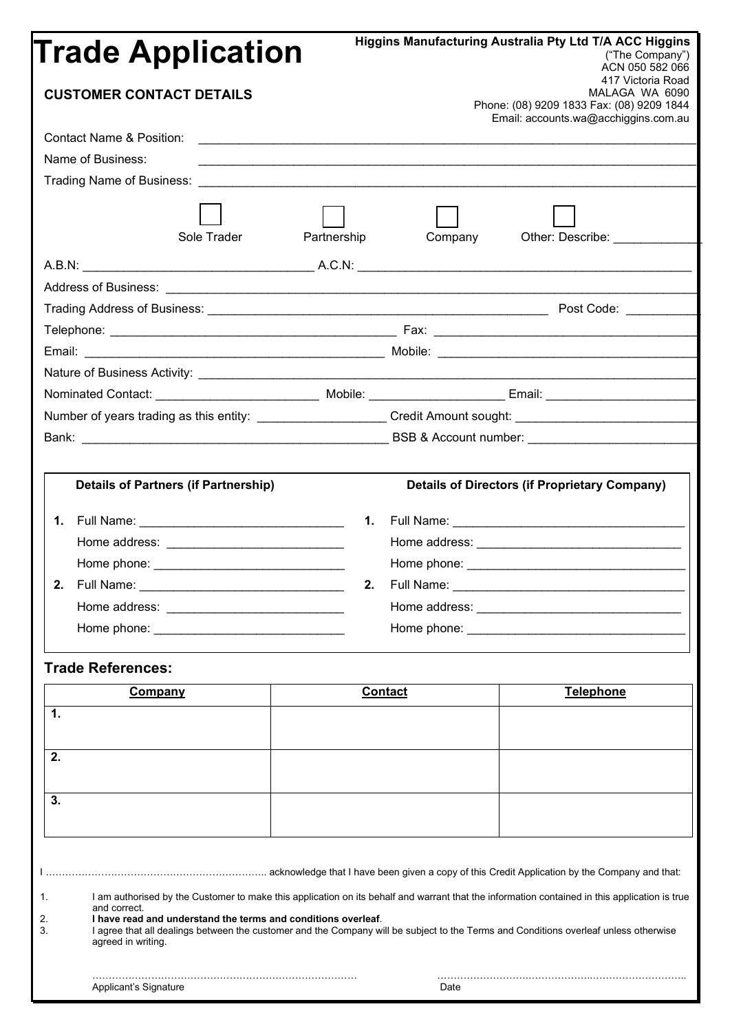# Trade Application

**Higgins Manufacturing Australia Pty Ltd T/A ACC Higgins**
("The Company")
ACN 050 582 066
417 Victoria Road
MALAGA WA 6090
Phone: (08) 9209 1833 Fax: (08) 9209 1844
Email: accounts.wa@acchiggins.com.au

## CUSTOMER CONTACT DETAILS

Contact Name & Position: ______________________________

Name of Business: ______________________________

Trading Name of Business: ______________________________

☐ Sole Trader ☐ Partnership ☐ Company ☐ Other: Describe: __________

A.B.N: ______________________ A.C.N: ______________________

Address of Business: ______________________________

Trading Address of Business: ______________________ Post Code: __________

Telephone: ______________________ Fax: ______________________

Email: ______________________ Mobile: ______________________

Nature of Business Activity: ______________________________

Nominated Contact: ______________ Mobile: ______________ Email: ______________

Number of years trading as this entity: ______________ Credit Amount sought: ______________

Bank: ______________________ BSB & Account number: ______________________

| **Details of Partners (if Partnership)** | **Details of Directors (if Proprietary Company)** |
|---|---|
| **1.** Full Name: ______________ | **1.** Full Name: ______________ |
| Home address: ______________ | Home address: ______________ |
| Home phone: ______________ | Home phone: ______________ |
| **2.** Full Name: ______________ | **2.** Full Name: ______________ |
| Home address: ______________ | Home address: ______________ |
| Home phone: ______________ | Home phone: ______________ |

## Trade References:

| Company | Contact | Telephone |
|---|---|---|
| **1.** | | |
| **2.** | | |
| **3.** | | |

I ………………………………………………………….. acknowledge that I have been given a copy of this Credit Application by the Company and that:

1. I am authorised by the Customer to make this application on its behalf and warrant that the information contained in this application is true and correct.
2. **I have read and understand the terms and conditions overleaf**.
3. I agree that all dealings between the customer and the Company will be subject to the Terms and Conditions overleaf unless otherwise agreed in writing.

……………………………………………………………………… Applicant's Signature

……………………………………………………………………… Date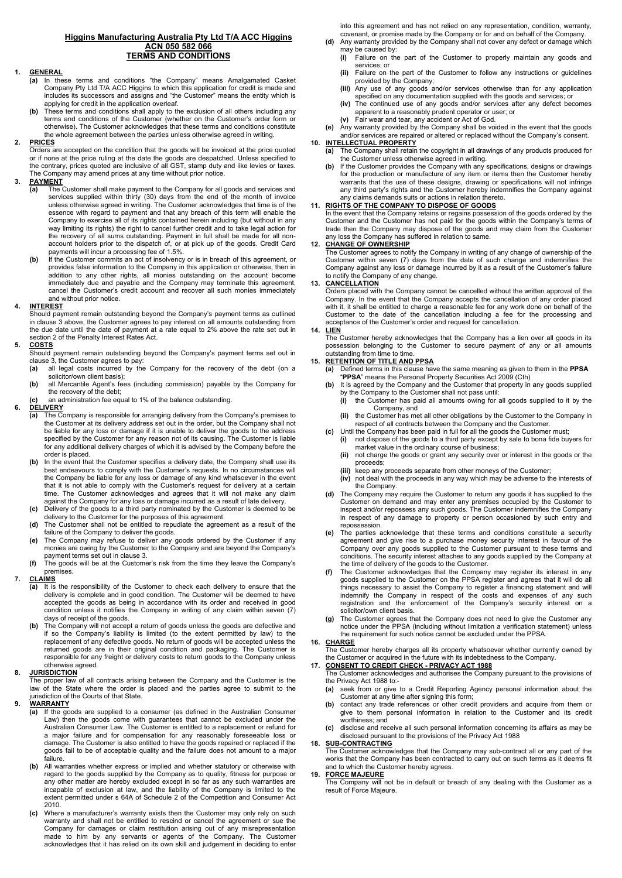# Higgins Manufacturing Australia Pty Ltd T/A ACC Higgins
## ACN 050 582 066
## TERMS AND CONDITIONS

**1. GENERAL**

**(a)** In these terms and conditions "the Company" means Amalgamated Casket Company Pty Ltd T/A ACC Higgins to which this application for credit is made and includes its successors and assigns and "the Customer" means the entity which is applying for credit in the application overleaf.

**(b)** These terms and conditions shall apply to the exclusion of all others including any terms and conditions of the Customer (whether on the Customer's order form or otherwise). The Customer acknowledges that these terms and conditions constitute the whole agreement between the parties unless otherwise agreed in writing.

**2. PRICES**

Orders are accepted on the condition that the goods will be invoiced at the price quoted or if none at the price ruling at the date the goods are despatched. Unless specified to the contrary, prices quoted are inclusive of all GST, stamp duty and like levies or taxes. The Company may amend prices at any time without prior notice.

**3. PAYMENT**

**(a)** The Customer shall make payment to the Company for all goods and services and services supplied within thirty (30) days from the end of the month of invoice unless otherwise agreed in writing. The Customer acknowledges that time is of the essence with regard to payment and that any breach of this term will enable the Company to exercise all of its rights contained herein including (but without in any way limiting its rights) the right to cancel further credit and to take legal action for the recovery of all sums outstanding. Payment in full shall be made for all non-account holders prior to the dispatch of, or at pick up of the goods. Credit Card payments will incur a processing fee of 1.5%.

**(b)** If the Customer commits an act of insolvency or is in breach of this agreement, or provides false information to the Company in this application or otherwise, then in addition to any other rights, all monies outstanding on the account become immediately due and payable and the Company may terminate this agreement, cancel the Customer's credit account and recover all such monies immediately and without prior notice.

**4. INTEREST**

Should payment remain outstanding beyond the Company's payment terms as outlined in clause 3 above, the Customer agrees to pay interest on all amounts outstanding from the due date until the date of payment at a rate equal to 2% above the rate set out in section 2 of the Penalty Interest Rates Act.

**5. COSTS**

Should payment remain outstanding beyond the Company's payment terms set out in clause 3, the Customer agrees to pay:

**(a)** all legal costs incurred by the Company for the recovery of the debt (on a solicitor/own client basis);

**(b)** all Mercantile Agent's fees (including commission) payable by the Company for the recovery of the debt;

**(c)** an administration fee equal to 1% of the balance outstanding.

**6. DELIVERY**

**(a)** The Company is responsible for arranging delivery from the Company's premises to the Customer at its delivery address set out in the order, but the Company shall not be liable for any loss or damage if it is unable to deliver the goods to the address specified by the Customer for any reason not of its causing. The Customer is liable for any additional delivery charges of which it is advised by the Company before the order is placed.

**(b)** In the event that the Customer specifies a delivery date, the Company shall use its best endeavours to comply with the Customer's requests. In no circumstances will the Company be liable for any loss or damage of any kind whatsoever in the event that it is not able to comply with the Customer's request for delivery at a certain time. The Customer acknowledges and agrees that it will not make any claim against the Company for any loss or damage incurred as a result of late delivery.

**(c)** Delivery of the goods to a third party nominated by the Customer is deemed to be delivery to the Customer for the purposes of this agreement.

**(d)** The Customer shall not be entitled to repudiate the agreement as a result of the failure of the Company to deliver the goods.

**(e)** The Company may refuse to deliver any goods ordered by the Customer if any monies are owing by the Customer to the Company and are beyond the Company's payment terms set out in clause 3.

**(f)** The goods will be at the Customer's risk from the time they leave the Company's premises.

**7. CLAIMS**

**(a)** It is the responsibility of the Customer to check each delivery to ensure that the delivery is complete and in good condition. The Customer will be deemed to have accepted the goods as being in accordance with its order and received in good condition unless it notifies the Company in writing of any claim within seven (7) days of receipt of the goods.

**(b)** The Company will not accept a return of goods unless the goods are defective and if so the Company's liability is limited (to the extent permitted by law) to the replacement of any defective goods. No return of goods will be accepted unless the returned goods are in their original condition and packaging. The Customer is responsible for any freight or delivery costs to return goods to the Company unless otherwise agreed.

**8. JURISDICTION**

The proper law of all contracts arising between the Company and the Customer is the law of the State where the order is placed and the parties agree to submit to the jurisdiction of the Courts of that State.

**9. WARRANTY**

**(a)** If the goods are supplied to a consumer (as defined in the Australian Consumer Law) then the goods come with guarantees that cannot be excluded under the Australian Consumer Law. The Customer is entitled to a replacement or refund for a major failure and for compensation for any reasonably foreseeable loss or damage. The Customer is also entitled to have the goods repaired or replaced if the goods fail to be of acceptable quality and the failure does not amount to a major failure.

**(b)** All warranties whether express or implied and whether statutory or otherwise with regard to the goods supplied by the Company as to quality, fitness for purpose or any other matter are hereby excluded except in so far as any such warranties are incapable of exclusion at law, and the liability of the Company is limited to the extent permitted under s 64A of Schedule 2 of the Competition and Consumer Act 2010.

**(c)** Where a manufacturer's warranty exists then the Customer may only rely on such warranty and shall not be entitled to rescind or cancel the agreement or sue the Company for damages or claim restitution arising out of any misrepresentation made to him by any servants or agents of the Company. The Customer acknowledges that it has relied on its own skill and judgement in deciding to enter into this agreement and has not relied on any representation, condition, warranty, covenant, or promise made by the Company or for and on behalf of the Company.

**(d)** Any warranty provided by the Company shall not cover any defect or damage which may be caused by:

**(i)** Failure on the part of the Customer to properly maintain any goods and services; or

**(ii)** Failure on the part of the Customer to follow any instructions or guidelines provided by the Company;

**(iii)** Any use of any goods and/or services otherwise than for any application specified on any documentation supplied with the goods and services; or

**(iv)** The continued use of any goods and/or services after any defect becomes apparent to a reasonably prudent operator or user; or

**(v)** Fair wear and tear, any accident or Act of God.

**(e)** Any warranty provided by the Company shall be voided in the event that the goods and/or services are repaired or altered or replaced without the Company's consent.

**10. INTELLECTUAL PROPERTY**

**(a)** The Company shall retain the copyright in all drawings of any products produced for the Customer unless otherwise agreed in writing.

**(b)** If the Customer provides the Company with any specifications, designs or drawings for the production or manufacture of any item or items then the Customer hereby warrants that the use of these designs, drawing or specifications will not infringe any third party's rights and the Customer hereby indemnifies the Company against any claims demands suits or actions in relation thereto.

**11. RIGHTS OF THE COMPANY TO DISPOSE OF GOODS**

In the event that the Company retains or regains possession of the goods ordered by the Customer and the Customer has not paid for the goods within the Company's terms of trade then the Company may dispose of the goods and may claim from the Customer any loss the Company has suffered in relation to same.

**12. CHANGE OF OWNERSHIP**

The Customer agrees to notify the Company in writing of any change of ownership of the Customer within seven (7) days from the date of such change and indemnifies the Company against any loss or damage incurred by it as a result of the Customer's failure to notify the Company of any change.

**13. CANCELLATION**

Orders placed with the Company cannot be cancelled without the written approval of the Company. In the event that the Company accepts the cancellation of any order placed with it, it shall be entitled to charge a reasonable fee for any work done on behalf of the Customer to the date of the cancellation including a fee for the processing and acceptance of the Customer's order and request for cancellation.

**14. LIEN**

The Customer hereby acknowledges that the Company has a lien over all goods in its possession belonging to the Customer to secure payment of any or all amounts outstanding from time to time.

**15. RETENTION OF TITLE AND PPSA**

**(a)** Defined terms in this clause have the same meaning as given to them in the **PPSA** "**PPSA**" means the Personal Property Securities Act 2009 (Cth)

**(b)** It is agreed by the Company and the Customer that property in any goods supplied by the Company to the Customer shall not pass until:

**(i)** the Customer has paid all amounts owing for all goods supplied to it by the Company, and

**(ii)** the Customer has met all other obligations by the Customer to the Company in respect of all contracts between the Company and the Customer.

**(c)** Until the Company has been paid in full for all the goods the Customer must;

**(i)** not dispose of the goods to a third party except by sale to bona fide buyers for market value in the ordinary course of business;

**(ii)** not charge the goods or grant any security over or interest in the goods or the proceeds;

**(iii)** keep any proceeds separate from other moneys of the Customer;

**(iv)** not deal with the proceeds in any way which may be adverse to the interests of the Company.

**(d)** The Company may require the Customer to return any goods it has supplied to the Customer on demand and may enter any premises occupied by the Customer to inspect and/or repossess any such goods. The Customer indemnifies the Company in respect of any damage to property or person occasioned by such entry and repossession.

**(e)** The parties acknowledge that these terms and conditions constitute a security agreement and give rise to a purchase money security interest in favour of the Company over any goods supplied to the Customer pursuant to these terms and conditions. The security interest attaches to any goods supplied by the Company at the time of delivery of the goods to the Customer.

**(f)** The Customer acknowledges that the Company may register its interest in any goods supplied to the Customer on the PPSA register and agrees that it will do all things necessary to assist the Company to register a financing statement and will indemnify the Company in respect of the costs and expenses of any such registration and the enforcement of the Company's security interest on a solicitor/own client basis.

**(g)** The Customer agrees that the Company does not need to give the Customer any notice under the PPSA (including without limitation a verification statement) unless the requirement for such notice cannot be excluded under the PPSA.

**16. CHARGE**

The Customer hereby charges all its property whatsoever whether currently owned by the Customer or acquired in the future with its indebtedness to the Company.

**17. CONSENT TO CREDIT CHECK - PRIVACY ACT 1988**

The Customer acknowledges and authorises the Company pursuant to the provisions of the Privacy Act 1988 to:-

**(a)** seek from or give to a Credit Reporting Agency personal information about the Customer at any time after signing this form;

**(b)** contact any trade references or other credit providers and acquire from them or give to them personal information in relation to the Customer and its credit worthiness; and

**(c)** disclose and receive all such personal information concerning its affairs as may be disclosed pursuant to the provisions of the Privacy Act 1988

**18. SUB-CONTRACTING**

The Customer acknowledges that the Company may sub-contract all or any part of the works that the Company has been contracted to carry out on such terms as it deems fit and to which the Customer hereby agrees.

**19. FORCE MAJEURE**

The Company will not be in default or breach of any dealing with the Customer as a result of Force Majeure.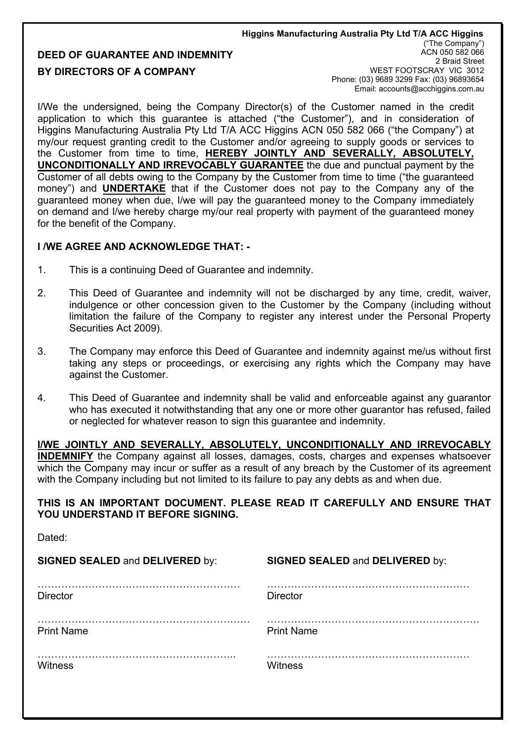**Higgins Manufacturing Australia Pty Ltd T/A ACC Higgins**
("The Company")
ACN 050 582 066
2 Braid Street
WEST FOOTSCRAY VIC 3012
Phone: (03) 9689 3299 Fax: (03) 96893654
Email: accounts@acchiggins.com.au

# DEED OF GUARANTEE AND INDEMNITY BY DIRECTORS OF A COMPANY

I/We the undersigned, being the Company Director(s) of the Customer named in the credit application to which this guarantee is attached ("the Customer"), and in consideration of Higgins Manufacturing Australia Pty Ltd T/A ACC Higgins ACN 050 582 066 ("the Company") at my/our request granting credit to the Customer and/or agreeing to supply goods or services to the Customer from time to time, **HEREBY JOINTLY AND SEVERALLY, ABSOLUTELY, UNCONDITIONALLY AND IRREVOCABLY GUARANTEE** the due and punctual payment by the Customer of all debts owing to the Company by the Customer from time to time ("the guaranteed money") and **UNDERTAKE** that if the Customer does not pay to the Company any of the guaranteed money when due, I/we will pay the guaranteed money to the Company immediately on demand and I/we hereby charge my/our real property with payment of the guaranteed money for the benefit of the Company.

**I /WE AGREE AND ACKNOWLEDGE THAT: -**

1. This is a continuing Deed of Guarantee and indemnity.
2. This Deed of Guarantee and indemnity will not be discharged by any time, credit, waiver, indulgence or other concession given to the Customer by the Company (including without limitation the failure of the Company to register any interest under the Personal Property Securities Act 2009).
3. The Company may enforce this Deed of Guarantee and indemnity against me/us without first taking any steps or proceedings, or exercising any rights which the Company may have against the Customer.
4. This Deed of Guarantee and indemnity shall be valid and enforceable against any guarantor who has executed it notwithstanding that any one or more other guarantor has refused, failed or neglected for whatever reason to sign this guarantee and indemnity.

**I/WE JOINTLY AND SEVERALLY, ABSOLUTELY, UNCONDITIONALLY AND IRREVOCABLY INDEMNIFY** the Company against all losses, damages, costs, charges and expenses whatsoever which the Company may incur or suffer as a result of any breach by the Customer of its agreement with the Company including but not limited to its failure to pay any debts as and when due.

**THIS IS AN IMPORTANT DOCUMENT. PLEASE READ IT CAREFULLY AND ENSURE THAT YOU UNDERSTAND IT BEFORE SIGNING.**

Dated:

| | |
|---|---|
| **SIGNED SEALED** and **DELIVERED** by: | **SIGNED SEALED** and **DELIVERED** by: |
| …………………………………………………… | …………………………………………………… |
| Director | Director |
| …………………………………………………… | …………………………………………………… |
| Print Name | Print Name |
| …………………………………………………… | …………………………………………………… |
| Witness | Witness |